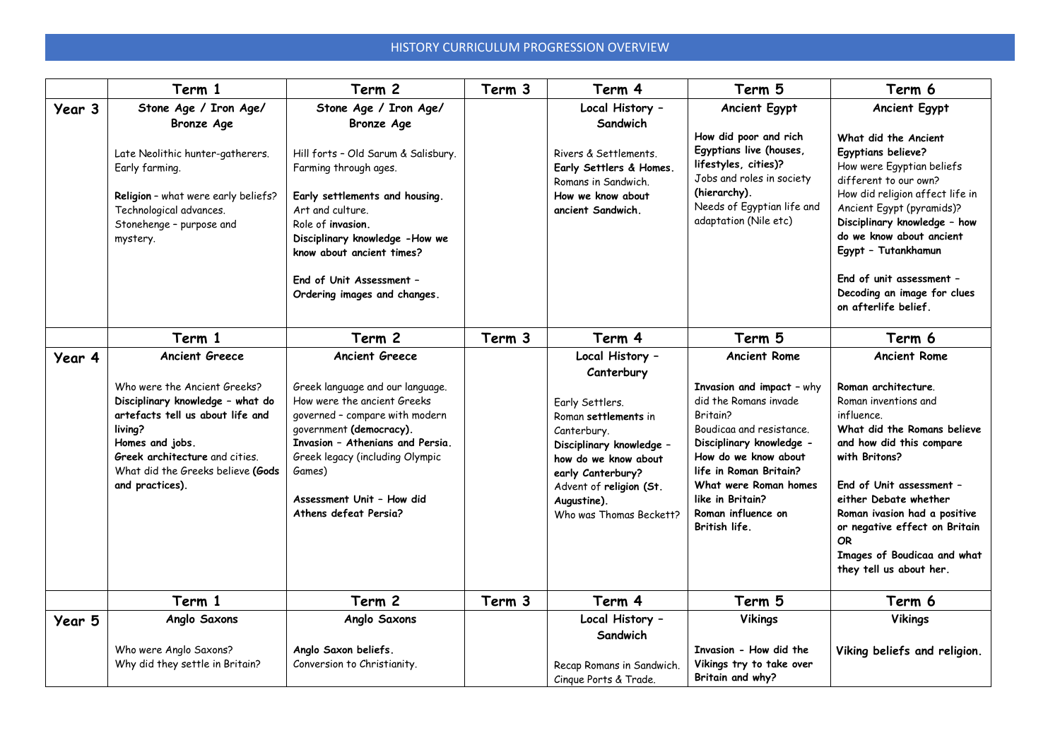# HISTORY CURRICULUM PROGRESSION OVERVIEW

| | Term 1 | Term 2 | Term 3 | Term 4 | Term 5 | Term 6 |
|---|---|---|---|---|---|---|
| **Year 3** | **Stone Age / Iron Age/ Bronze Age**<br><br>Late Neolithic hunter-gatherers.<br>Early farming.<br><br>**Religion** – what were early beliefs?<br>Technological advances.<br>Stonehenge – purpose and mystery. | **Stone Age / Iron Age/ Bronze Age**<br><br>Hill forts – Old Sarum & Salisbury.<br>Farming through ages.<br><br>**Early settlements and housing.**<br>Art and culture.<br>Role of **invasion.**<br>**Disciplinary knowledge -How we know about ancient times?**<br><br>**End of Unit Assessment – Ordering images and changes.** | | **Local History – Sandwich**<br><br>Rivers & Settlements.<br>**Early Settlers & Homes.**<br>Romans in Sandwich.<br>**How we know about ancient Sandwich.** | **Ancient Egypt**<br><br>**How did poor and rich Egyptians live (houses, lifestyles, cities)?**<br>Jobs and roles in society **(hierarchy).**<br>Needs of Egyptian life and adaptation (Nile etc) | **Ancient Egypt**<br><br>**What did the Ancient Egyptians believe?**<br>How were Egyptian beliefs different to our own?<br>How did religion affect life in Ancient Egypt (pyramids)?<br>**Disciplinary knowledge – how do we know about ancient Egypt – Tutankhamun**<br><br>**End of unit assessment – Decoding an image for clues on afterlife belief.** |
| | **Term 1** | **Term 2** | **Term 3** | **Term 4** | **Term 5** | **Term 6** |
| **Year 4** | **Ancient Greece**<br><br>Who were the Ancient Greeks?<br>**Disciplinary knowledge – what do artefacts tell us about life and living?**<br>**Homes and jobs.**<br>**Greek architecture** and cities.<br>What did the Greeks believe **(Gods and practices).** | **Ancient Greece**<br><br>Greek language and our language.<br>How were the ancient Greeks governed – compare with modern government **(democracy).**<br>**Invasion – Athenians and Persia.**<br>Greek legacy (including Olympic Games)<br><br>**Assessment Unit – How did Athens defeat Persia?** | | **Local History – Canterbury**<br><br>Early Settlers.<br>Roman **settlements** in Canterbury.<br>**Disciplinary knowledge – how do we know about early Canterbury?**<br>Advent of **religion (St. Augustine).**<br>Who was Thomas Beckett? | **Ancient Rome**<br><br>**Invasion and impact** – why did the Romans invade Britain?<br>Boudicaa and resistance.<br>**Disciplinary knowledge - How do we know about life in Roman Britain?**<br>**What were Roman homes like in Britain?**<br>**Roman influence on British life.** | **Ancient Rome**<br><br>**Roman architecture.**<br>Roman inventions and influence.<br>**What did the Romans believe and how did this compare with Britons?**<br><br>**End of Unit assessment – either Debate whether Roman ivasion had a positive or negative effect on Britain OR Images of Boudicaa and what they tell us about her.** |
| | **Term 1** | **Term 2** | **Term 3** | **Term 4** | **Term 5** | **Term 6** |
| **Year 5** | **Anglo Saxons**<br><br>Who were Anglo Saxons?<br>Why did they settle in Britain? | **Anglo Saxons**<br><br>**Anglo Saxon beliefs.**<br>Conversion to Christianity. | | **Local History – Sandwich**<br><br>Recap Romans in Sandwich.<br>Cinque Ports & Trade. | **Vikings**<br><br>**Invasion - How did the Vikings try to take over Britain and why?** | **Vikings**<br><br>**Viking beliefs and religion.** |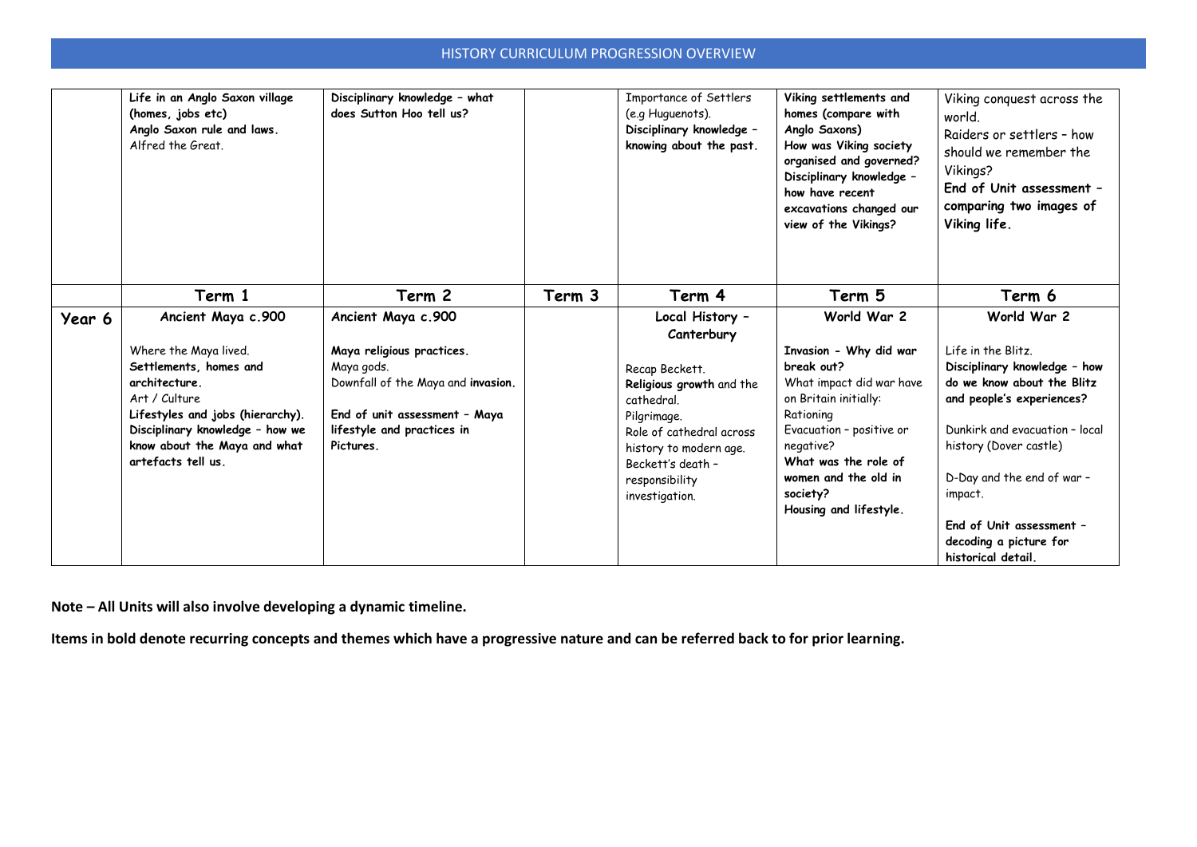# HISTORY CURRICULUM PROGRESSION OVERVIEW

| | | | | | | |
|---|---|---|---|---|---|---|
| | **Life in an Anglo Saxon village (homes, jobs etc)**<br>**Anglo Saxon rule and laws.**<br>Alfred the Great. | **Disciplinary knowledge – what does Sutton Hoo tell us?** | | Importance of Settlers (e.g Huguenots).<br>**Disciplinary knowledge – knowing about the past.** | **Viking settlements and homes (compare with Anglo Saxons)**<br>**How was Viking society organised and governed?**<br>**Disciplinary knowledge – how have recent excavations changed our view of the Vikings?** | Viking conquest across the world.<br>Raiders or settlers – how should we remember the Vikings?<br>**End of Unit assessment – comparing two images of Viking life.** |
| | **Term 1** | **Term 2** | **Term 3** | **Term 4** | **Term 5** | **Term 6** |
| **Year 6** | **Ancient Maya c.900**<br><br>Where the Maya lived.<br>**Settlements, homes and architecture.**<br>Art / Culture<br>**Lifestyles and jobs (hierarchy).**<br>**Disciplinary knowledge – how we know about the Maya and what artefacts tell us.** | **Ancient Maya c.900**<br><br>**Maya religious practices.**<br>Maya gods.<br>Downfall of the Maya and **invasion.**<br><br>**End of unit assessment – Maya lifestyle and practices in Pictures.** | | **Local History – Canterbury**<br><br>Recap Beckett.<br>**Religious growth** and the cathedral.<br>Pilgrimage.<br>Role of cathedral across history to modern age.<br>Beckett's death – responsibility investigation. | **World War 2**<br><br>**Invasion – Why did war break out?**<br>What impact did war have on Britain initially:<br>Rationing<br>Evacuation – positive or negative?<br>**What was the role of women and the old in society?**<br>**Housing and lifestyle.** | **World War 2**<br><br>Life in the Blitz.<br>**Disciplinary knowledge – how do we know about the Blitz and people's experiences?**<br><br>Dunkirk and evacuation – local history (Dover castle)<br><br>D-Day and the end of war – impact.<br><br>**End of Unit assessment – decoding a picture for historical detail.** |

**Note – All Units will also involve developing a dynamic timeline.**

**Items in bold denote recurring concepts and themes which have a progressive nature and can be referred back to for prior learning.**